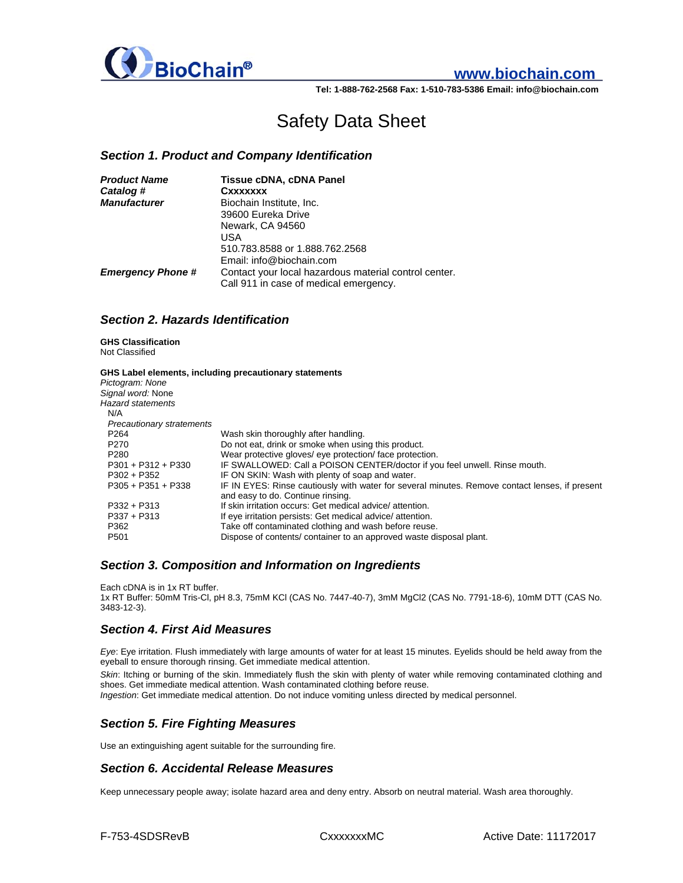BioChain®

www.biochain.com

Tel: 1-888-762-2568 Fax: 1-510-783-5386 Email: info@biochain.com

# Safety Data Sheet

## Section 1. Product and Company Identification

| | |
|---|---|
| ***Product Name*** | **Tissue cDNA, cDNA Panel** |
| ***Catalog #*** | **Cxxxxxxx** |
| ***Manufacturer*** | Biochain Institute, Inc.<br>39600 Eureka Drive<br>Newark, CA 94560<br>USA<br>510.783.8588 or 1.888.762.2568<br>Email: info@biochain.com |
| ***Emergency Phone #*** | Contact your local hazardous material control center.<br>Call 911 in case of medical emergency. |

## Section 2. Hazards Identification

**GHS Classification**
Not Classified

**GHS Label elements, including precautionary statements**

*Pictogram:* *None*
*Signal word:* None
*Hazard statements*
N/A

*Precautionary statements*

| | |
|---|---|
| P264 | Wash skin thoroughly after handling. |
| P270 | Do not eat, drink or smoke when using this product. |
| P280 | Wear protective gloves/ eye protection/ face protection. |
| P301 + P312 + P330 | IF SWALLOWED: Call a POISON CENTER/doctor if you feel unwell. Rinse mouth. |
| P302 + P352 | IF ON SKIN: Wash with plenty of soap and water. |
| P305 + P351 + P338 | IF IN EYES: Rinse cautiously with water for several minutes. Remove contact lenses, if present and easy to do. Continue rinsing. |
| P332 + P313 | If skin irritation occurs: Get medical advice/ attention. |
| P337 + P313 | If eye irritation persists: Get medical advice/ attention. |
| P362 | Take off contaminated clothing and wash before reuse. |
| P501 | Dispose of contents/ container to an approved waste disposal plant. |

## Section 3. Composition and Information on Ingredients

Each cDNA is in 1x RT buffer.
1x RT Buffer: 50mM Tris-Cl, pH 8.3, 75mM KCl (CAS No. 7447-40-7), 3mM $MgCl_2$ (CAS No. 7791-18-6), 10mM DTT (CAS No. 3483-12-3).

## Section 4. First Aid Measures

*Eye*: Eye irritation. Flush immediately with large amounts of water for at least 15 minutes. Eyelids should be held away from the eyeball to ensure thorough rinsing. Get immediate medical attention.

*Skin*: Itching or burning of the skin. Immediately flush the skin with plenty of water while removing contaminated clothing and shoes. Get immediate medical attention. Wash contaminated clothing before reuse.

*Ingestion*: Get immediate medical attention. Do not induce vomiting unless directed by medical personnel.

## Section 5. Fire Fighting Measures

Use an extinguishing agent suitable for the surrounding fire.

## Section 6. Accidental Release Measures

Keep unnecessary people away; isolate hazard area and deny entry. Absorb on neutral material. Wash area thoroughly.

F-753-4SDSRevB CxxxxxxxMC Active Date: 11172017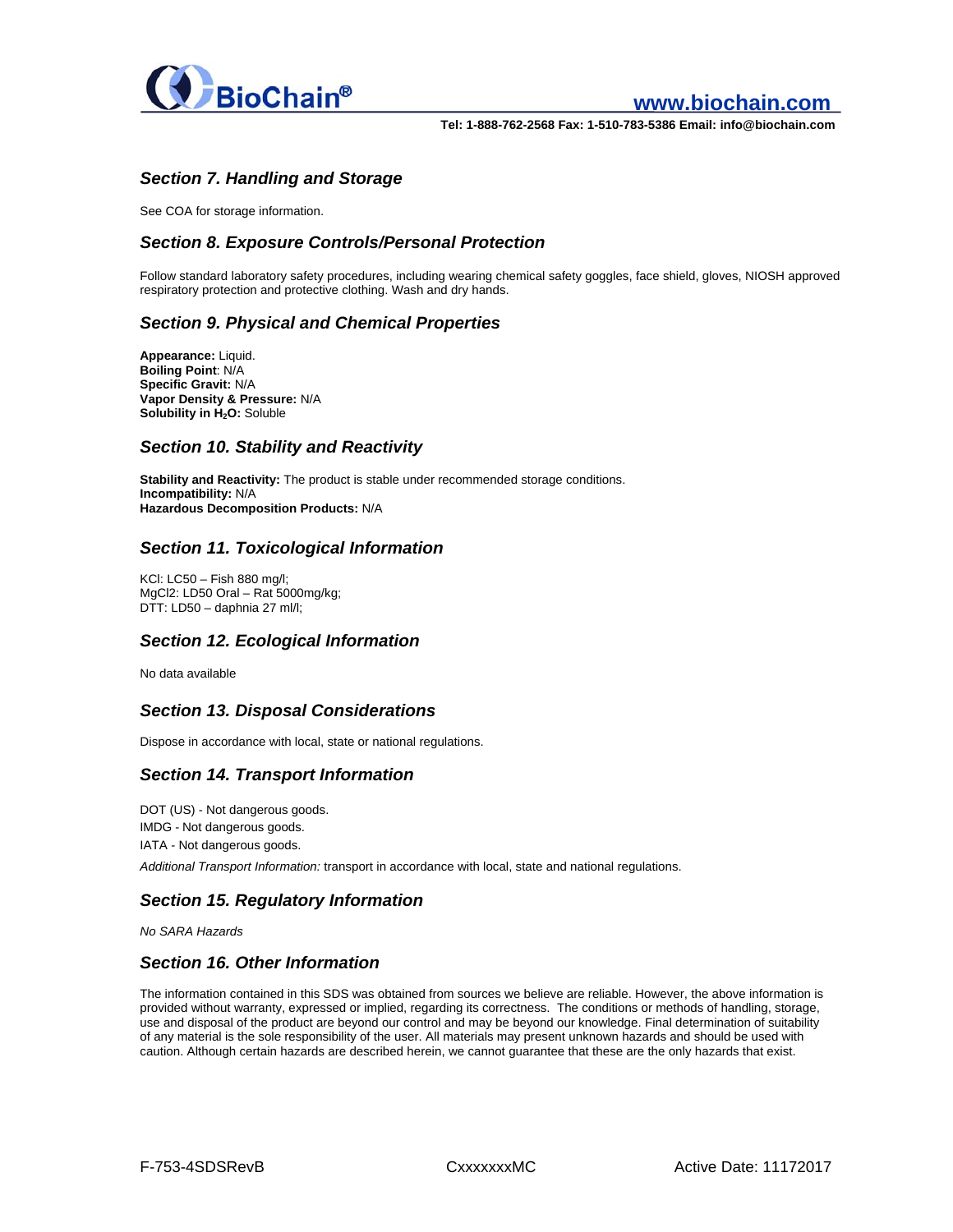## Section 7. Handling and Storage

See COA for storage information.

## Section 8. Exposure Controls/Personal Protection

Follow standard laboratory safety procedures, including wearing chemical safety goggles, face shield, gloves, NIOSH approved respiratory protection and protective clothing. Wash and dry hands.

## Section 9. Physical and Chemical Properties

**Appearance:** Liquid.
**Boiling Point**: N/A
**Specific Gravit:** N/A
**Vapor Density & Pressure:** N/A
**Solubility in $H_2O$:** Soluble

## Section 10. Stability and Reactivity

**Stability and Reactivity:** The product is stable under recommended storage conditions.
**Incompatibility:** N/A
**Hazardous Decomposition Products:** N/A

## Section 11. Toxicological Information

KCl: LC50 – Fish 880 mg/l;
MgCl2: LD50 Oral – Rat 5000mg/kg;
DTT: LD50 – daphnia 27 ml/l;

## Section 12. Ecological Information

No data available

## Section 13. Disposal Considerations

Dispose in accordance with local, state or national regulations.

## Section 14. Transport Information

DOT (US) - Not dangerous goods.

IMDG - Not dangerous goods.

IATA - Not dangerous goods.

*Additional Transport Information:* transport in accordance with local, state and national regulations.

## Section 15. Regulatory Information

*No SARA Hazards*

## Section 16. Other Information

The information contained in this SDS was obtained from sources we believe are reliable. However, the above information is provided without warranty, expressed or implied, regarding its correctness. The conditions or methods of handling, storage, use and disposal of the product are beyond our control and may be beyond our knowledge. Final determination of suitability of any material is the sole responsibility of the user. All materials may present unknown hazards and should be used with caution. Although certain hazards are described herein, we cannot guarantee that these are the only hazards that exist.